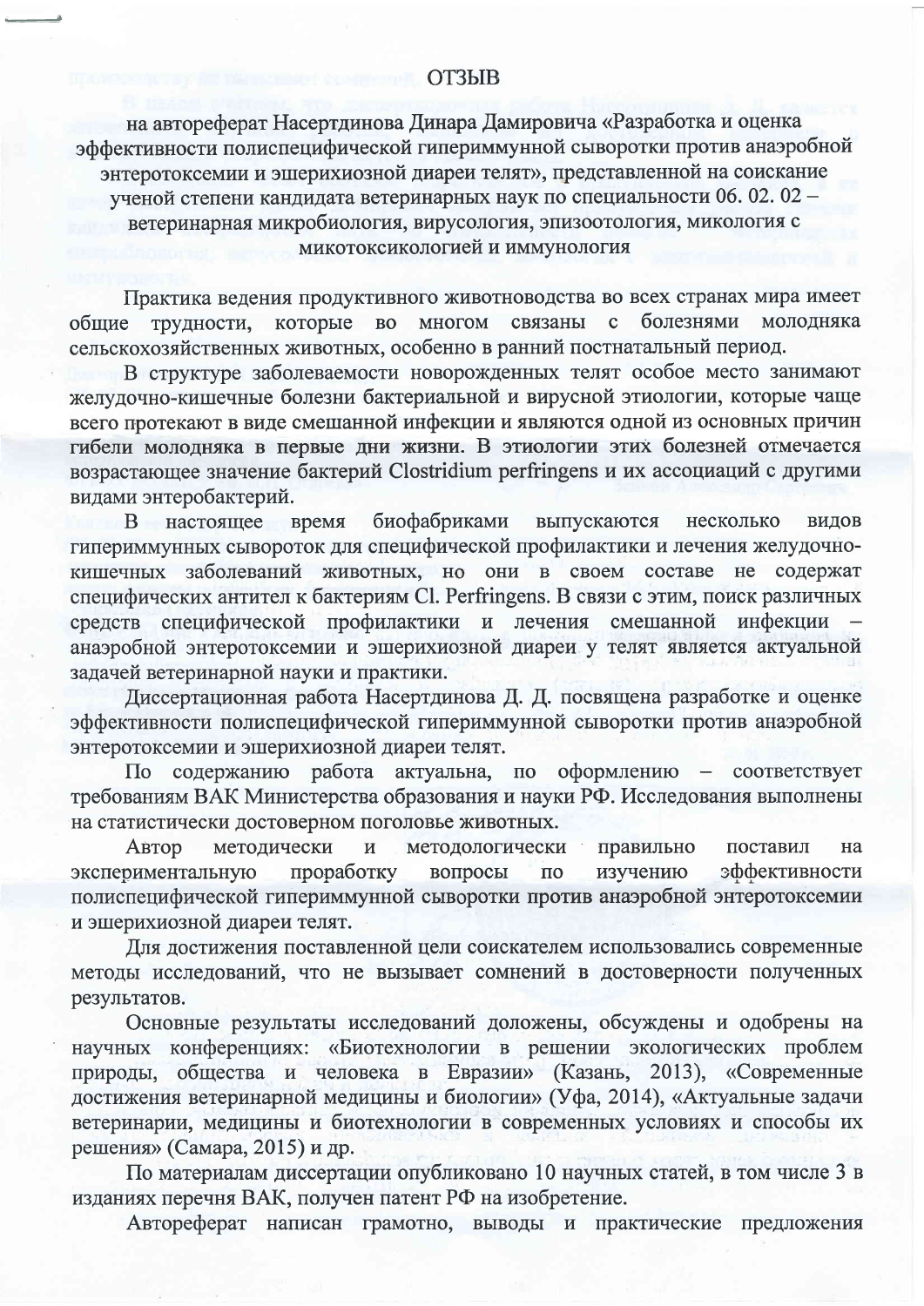# ОТЗЫВ

на автореферат Насертдинова Динара Дамировича «Разработка и оценка эффективности полиспецифической гипериммунной сыворотки против анаэробной энтеротоксемии и эшерихиозной диареи телят», представленной на соискание ученой степени кандидата ветеринарных наук по специальности 06. 02. 02 – ветеринарная микробиология, вирусология, эпизоотология, микология с микотоксикологией и иммунология

Практика ведения продуктивного животноводства во всех странах мира имеет общие трудности, которые во многом связаны с болезнями молодняка сельскохозяйственных животных, особенно в ранний постнатальный период.

В структуре заболеваемости новорожденных телят особое место занимают желудочно-кишечные болезни бактериальной и вирусной этиологии, которые чаще всего протекают в виде смешанной инфекции и являются одной из основных причин гибели молодняка в первые дни жизни. В этиологии этих болезней отмечается возрастающее значение бактерий Clostridium perfringens и их ассоциаций с другими видами энтеробактерий.

В настоящее время биофабриками выпускаются несколько видов гипериммунных сывороток для специфической профилактики и лечения желудочно-кишечных заболеваний животных, но они в своем составе не содержат специфических антител к бактериям Cl. Perfringens. В связи с этим, поиск различных средств специфической профилактики и лечения смешанной инфекции – анаэробной энтеротоксемии и эшерихиозной диареи у телят является актуальной задачей ветеринарной науки и практики.

Диссертационная работа Насертдинова Д. Д. посвящена разработке и оценке эффективности полиспецифической гипериммунной сыворотки против анаэробной энтеротоксемии и эшерихиозной диареи телят.

По содержанию работа актуальна, по оформлению – соответствует требованиям ВАК Министерства образования и науки РФ. Исследования выполнены на статистически достоверном поголовье животных.

Автор методически и методологически правильно поставил на экспериментальную проработку вопросы по изучению эффективности полиспецифической гипериммунной сыворотки против анаэробной энтеротоксемии и эшерихиозной диареи телят.

Для достижения поставленной цели соискателем использовались современные методы исследований, что не вызывает сомнений в достоверности полученных результатов.

Основные результаты исследований доложены, обсуждены и одобрены на научных конференциях: «Биотехнологии в решении экологических проблем природы, общества и человека в Евразии» (Казань, 2013), «Современные достижения ветеринарной медицины и биологии» (Уфа, 2014), «Актуальные задачи ветеринарии, медицины и биотехнологии в современных условиях и способы их решения» (Самара, 2015) и др.

По материалам диссертации опубликовано 10 научных статей, в том числе 3 в изданиях перечня ВАК, получен патент РФ на изобретение.

Автореферат написан грамотно, выводы и практические предложения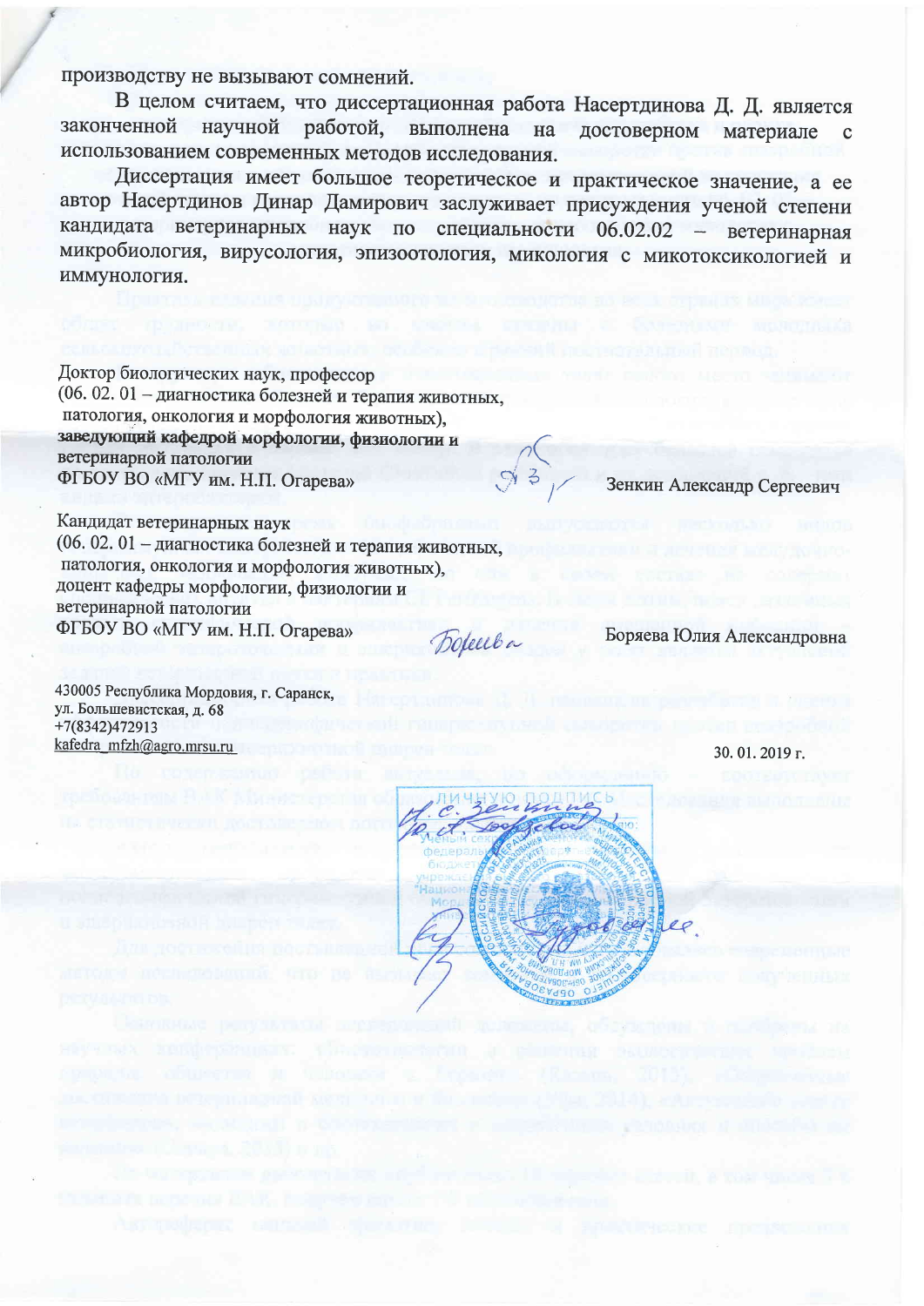производству не вызывают сомнений.

В целом считаем, что диссертационная работа Насертдинова Д. Д. является законченной научной работой, выполнена на достоверном материале с использованием современных методов исследования.

Диссертация имеет большое теоретическое и практическое значение, а ее автор Насертдинов Динар Дамирович заслуживает присуждения ученой степени кандидата ветеринарных наук по специальности 06.02.02 – ветеринарная микробиология, вирусология, эпизоотология, микология с микотоксикологией и иммунология.

Доктор биологических наук, профессор
(06. 02. 01 – диагностика болезней и терапия животных, патология, онкология и морфология животных),
заведующий кафедрой морфологии, физиологии и ветеринарной патологии
ФГБОУ ВО «МГУ им. Н.П. Огарева» Зенкин Александр Сергеевич

Кандидат ветеринарных наук
(06. 02. 01 – диагностика болезней и терапия животных, патология, онкология и морфология животных),
доцент кафедры морфологии, физиологии и ветеринарной патологии
ФГБОУ ВО «МГУ им. Н.П. Огарева» Боряева Юлия Александровна

430005 Республика Мордовия, г. Саранск,
ул. Большевистская, д. 68
+7(8342)472913
kafedra_mfzh@agro.mrsu.ru

30. 01. 2019 г.